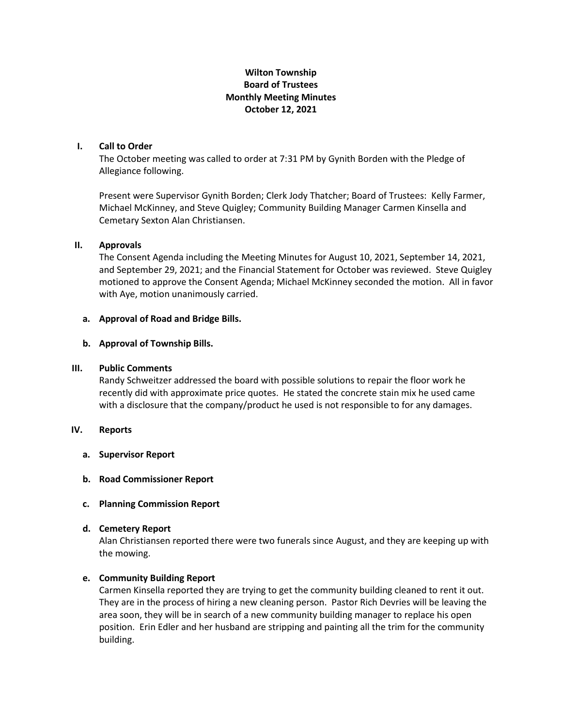# Wilton Township
## Board of Trustees
## Monthly Meeting Minutes
## October 12, 2021

### I. Call to Order

The October meeting was called to order at 7:31 PM by Gynith Borden with the Pledge of Allegiance following.

Present were Supervisor Gynith Borden; Clerk Jody Thatcher; Board of Trustees: Kelly Farmer, Michael McKinney, and Steve Quigley; Community Building Manager Carmen Kinsella and Cemetary Sexton Alan Christiansen.

### II. Approvals

The Consent Agenda including the Meeting Minutes for August 10, 2021, September 14, 2021, and September 29, 2021; and the Financial Statement for October was reviewed. Steve Quigley motioned to approve the Consent Agenda; Michael McKinney seconded the motion. All in favor with Aye, motion unanimously carried.

**a. Approval of Road and Bridge Bills.**

**b. Approval of Township Bills.**

### III. Public Comments

Randy Schweitzer addressed the board with possible solutions to repair the floor work he recently did with approximate price quotes. He stated the concrete stain mix he used came with a disclosure that the company/product he used is not responsible to for any damages.

### IV. Reports

**a. Supervisor Report**

**b. Road Commissioner Report**

**c. Planning Commission Report**

**d. Cemetery Report**

Alan Christiansen reported there were two funerals since August, and they are keeping up with the mowing.

**e. Community Building Report**

Carmen Kinsella reported they are trying to get the community building cleaned to rent it out. They are in the process of hiring a new cleaning person. Pastor Rich Devries will be leaving the area soon, they will be in search of a new community building manager to replace his open position. Erin Edler and her husband are stripping and painting all the trim for the community building.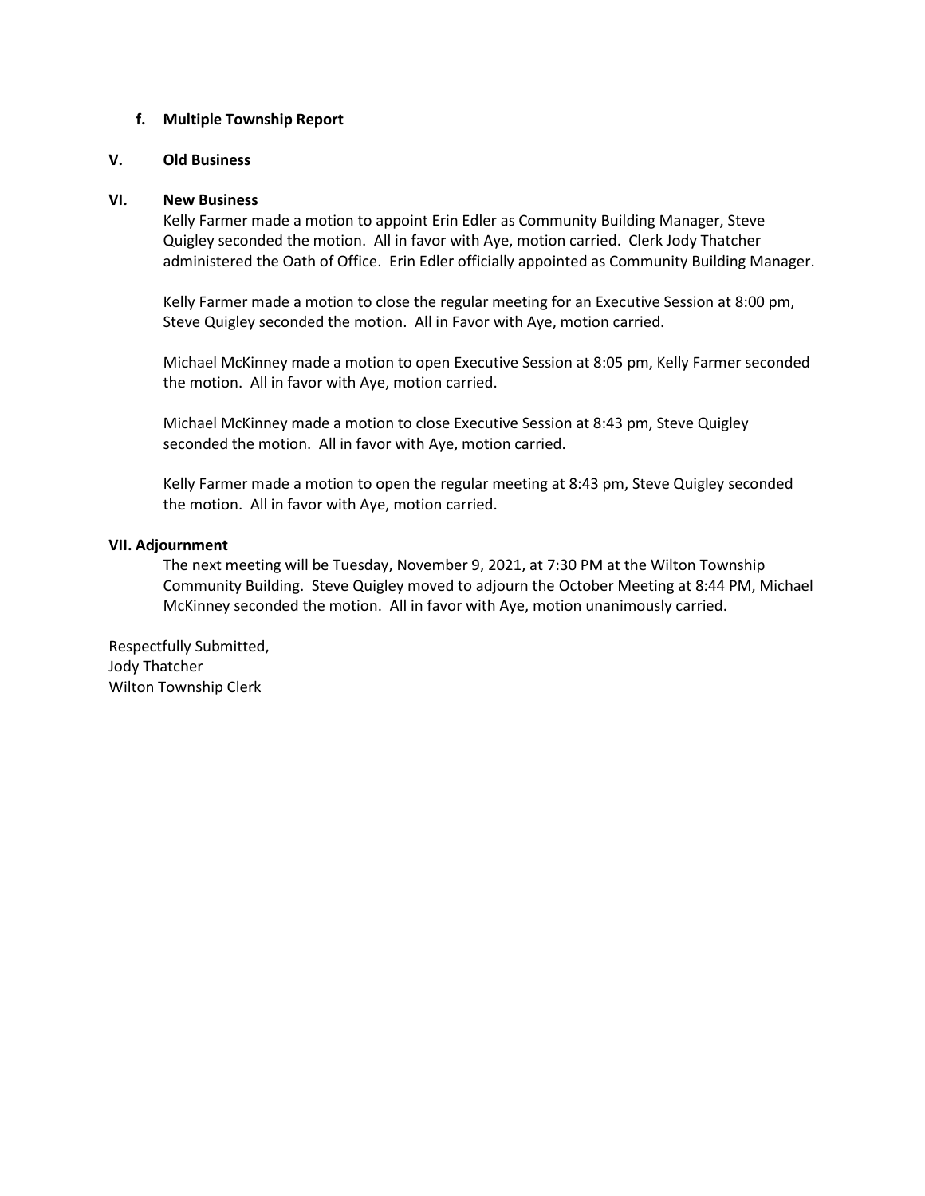**f. Multiple Township Report**

**V. Old Business**

**VI. New Business**

Kelly Farmer made a motion to appoint Erin Edler as Community Building Manager, Steve Quigley seconded the motion. All in favor with Aye, motion carried. Clerk Jody Thatcher administered the Oath of Office. Erin Edler officially appointed as Community Building Manager.

Kelly Farmer made a motion to close the regular meeting for an Executive Session at 8:00 pm, Steve Quigley seconded the motion. All in Favor with Aye, motion carried.

Michael McKinney made a motion to open Executive Session at 8:05 pm, Kelly Farmer seconded the motion. All in favor with Aye, motion carried.

Michael McKinney made a motion to close Executive Session at 8:43 pm, Steve Quigley seconded the motion. All in favor with Aye, motion carried.

Kelly Farmer made a motion to open the regular meeting at 8:43 pm, Steve Quigley seconded the motion. All in favor with Aye, motion carried.

**VII. Adjournment**

The next meeting will be Tuesday, November 9, 2021, at 7:30 PM at the Wilton Township Community Building. Steve Quigley moved to adjourn the October Meeting at 8:44 PM, Michael McKinney seconded the motion. All in favor with Aye, motion unanimously carried.

Respectfully Submitted,
Jody Thatcher
Wilton Township Clerk